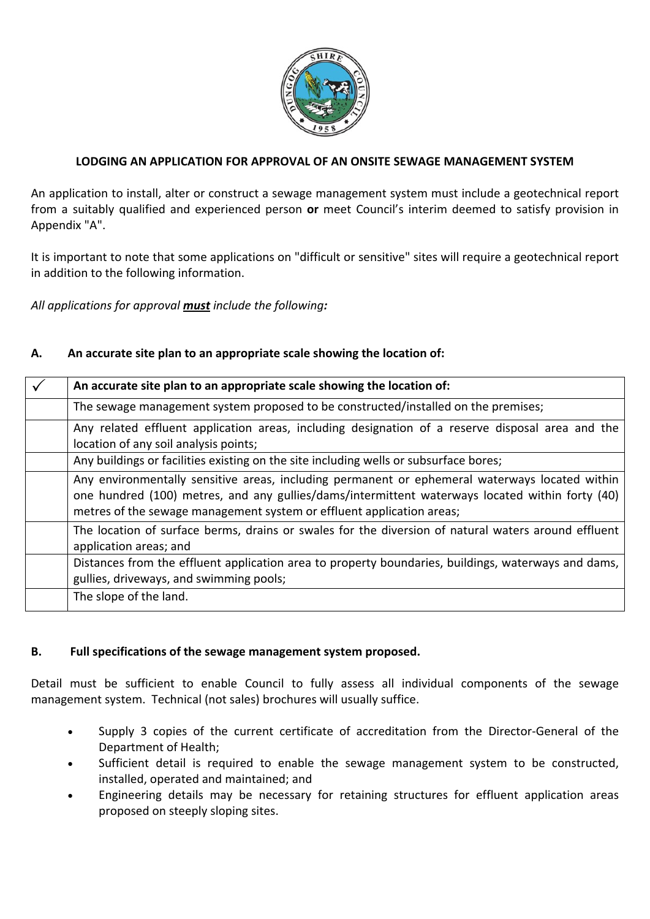**LODGING AN APPLICATION FOR APPROVAL OF AN ONSITE SEWAGE MANAGEMENT SYSTEM**

An application to install, alter or construct a sewage management system must include a geotechnical report from a suitably qualified and experienced person **or** meet Council's interim deemed to satisfy provision in Appendix "A".

It is important to note that some applications on "difficult or sensitive" sites will require a geotechnical report in addition to the following information.

*All applications for approval **must** include the following:*

### A. An accurate site plan to an appropriate scale showing the location of:

| ✓ | **An accurate site plan to an appropriate scale showing the location of:** |
|---|---|
| | The sewage management system proposed to be constructed/installed on the premises; |
| | Any related effluent application areas, including designation of a reserve disposal area and the location of any soil analysis points; |
| | Any buildings or facilities existing on the site including wells or subsurface bores; |
| | Any environmentally sensitive areas, including permanent or ephemeral waterways located within one hundred (100) metres, and any gullies/dams/intermittent waterways located within forty (40) metres of the sewage management system or effluent application areas; |
| | The location of surface berms, drains or swales for the diversion of natural waters around effluent application areas; and |
| | Distances from the effluent application area to property boundaries, buildings, waterways and dams, gullies, driveways, and swimming pools; |
| | The slope of the land. |

### B. Full specifications of the sewage management system proposed.

Detail must be sufficient to enable Council to fully assess all individual components of the sewage management system. Technical (not sales) brochures will usually suffice.

- Supply 3 copies of the current certificate of accreditation from the Director-General of the Department of Health;
- Sufficient detail is required to enable the sewage management system to be constructed, installed, operated and maintained; and
- Engineering details may be necessary for retaining structures for effluent application areas proposed on steeply sloping sites.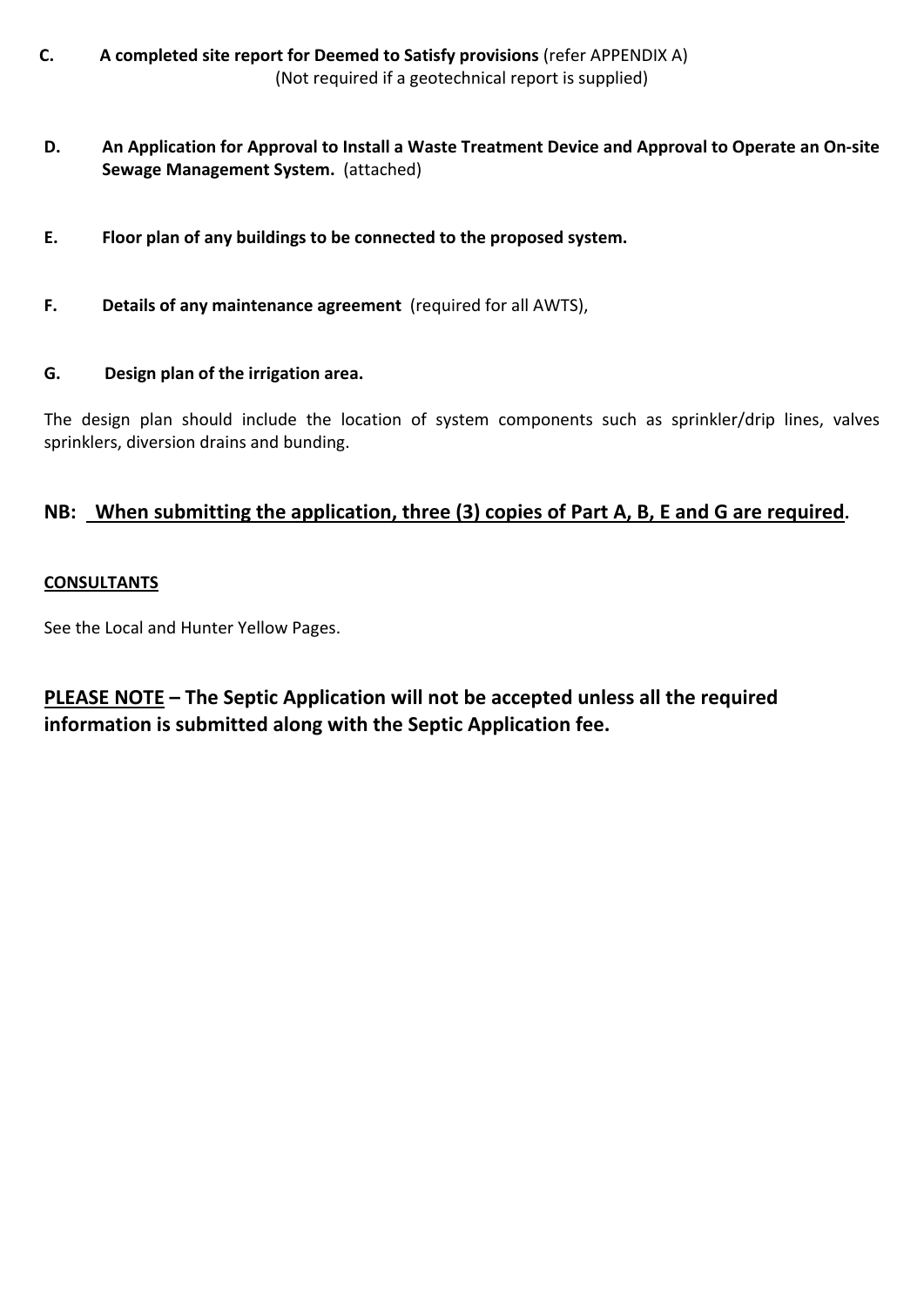**C. A completed site report for Deemed to Satisfy provisions** (refer APPENDIX A)
(Not required if a geotechnical report is supplied)

**D. An Application for Approval to Install a Waste Treatment Device and Approval to Operate an On-site Sewage Management System.** (attached)

**E. Floor plan of any buildings to be connected to the proposed system.**

**F. Details of any maintenance agreement** (required for all AWTS),

**G. Design plan of the irrigation area.**

The design plan should include the location of system components such as sprinkler/drip lines, valves sprinklers, diversion drains and bunding.

## NB: <u>When submitting the application, three (3) copies of Part A, B, E and G are required</u>.

**<u>CONSULTANTS</u>**

See the Local and Hunter Yellow Pages.

## <u>PLEASE NOTE</u> – The Septic Application will not be accepted unless all the required information is submitted along with the Septic Application fee.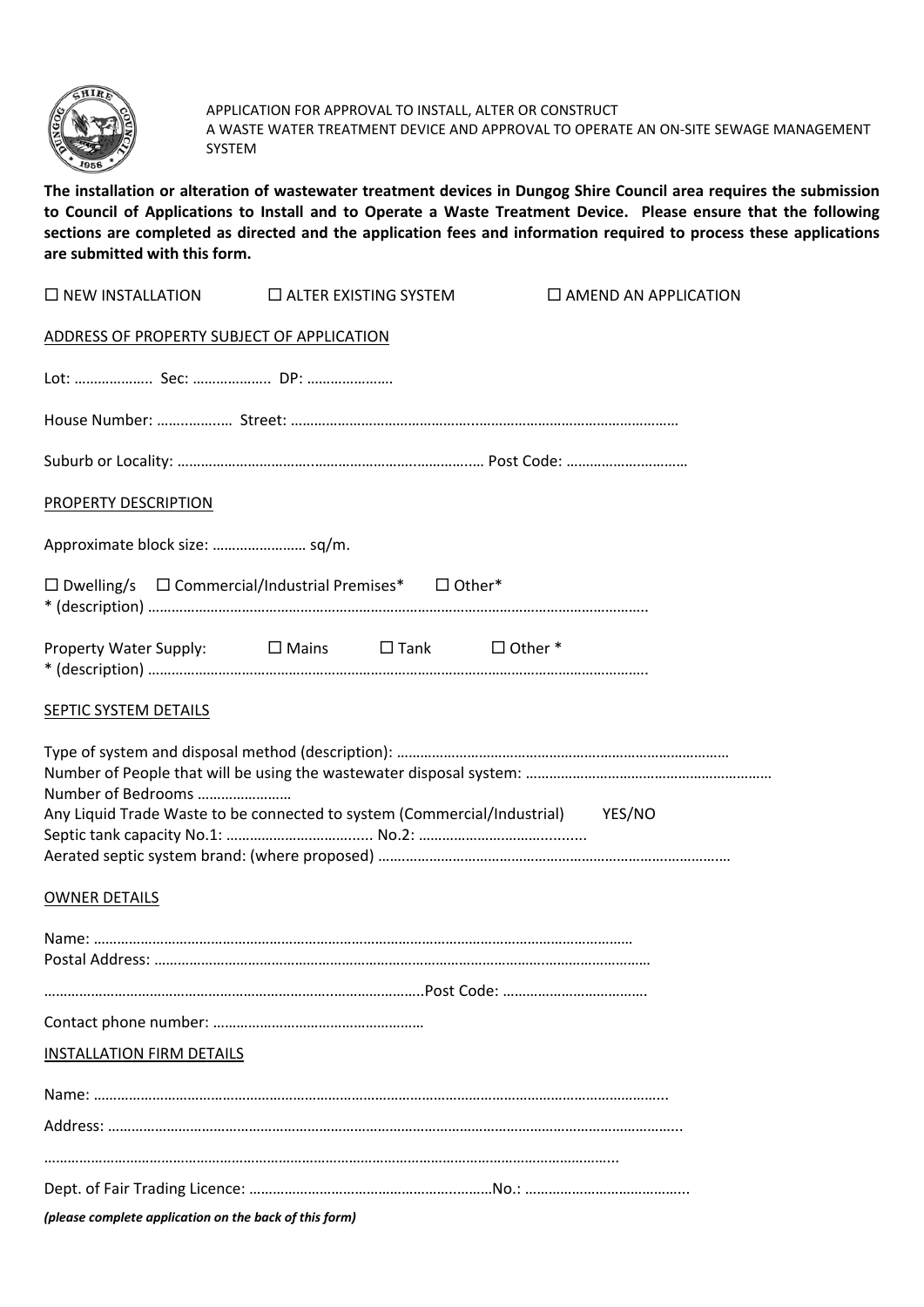APPLICATION FOR APPROVAL TO INSTALL, ALTER OR CONSTRUCT
A WASTE WATER TREATMENT DEVICE AND APPROVAL TO OPERATE AN ON-SITE SEWAGE MANAGEMENT SYSTEM

**The installation or alteration of wastewater treatment devices in Dungog Shire Council area requires the submission to Council of Applications to Install and to Operate a Waste Treatment Device. Please ensure that the following sections are completed as directed and the application fees and information required to process these applications are submitted with this form.**

☐ NEW INSTALLATION ☐ ALTER EXISTING SYSTEM ☐ AMEND AN APPLICATION

ADDRESS OF PROPERTY SUBJECT OF APPLICATION

Lot: ……………….. Sec: ……………….. DP: ………………….

House Number: ……………… Street: ……………………………………………………………………………………

Suburb or Locality: ……………………………………………………………………… Post Code: …………………………

PROPERTY DESCRIPTION

Approximate block size: …………………… sq/m.

☐ Dwelling/s ☐ Commercial/Industrial Premises* ☐ Other*
* (description) ……………………………………………………………………………………………………………

Property Water Supply: ☐ Mains ☐ Tank ☐ Other *
* (description) ……………………………………………………………………………………………………………

SEPTIC SYSTEM DETAILS

Type of system and disposal method (description): …………………………………………………………………………
Number of People that will be using the wastewater disposal system: …………………………………………………
Number of Bedrooms ……………………
Any Liquid Trade Waste to be connected to system (Commercial/Industrial) YES/NO
Septic tank capacity No.1: ……………………………… No.2: ……………………………………
Aerated septic system brand: (where proposed) ……………………………………………………………………………

OWNER DETAILS

Name: ……………………………………………………………………………………………………………………
Postal Address: ……………………………………………………………………………………………………………
……………………………………………………………………………………… Post Code: ………………………………

Contact phone number: ………………………………………………

INSTALLATION FIRM DETAILS

Name: ……………………………………………………………………………………………………………………

Address: …………………………………………………………………………………………………………………

……………………………………………………………………………………………………………………………

Dept. of Fair Trading Licence: ……………………………………………………… No.: …………………………………

*(please complete application on the back of this form)*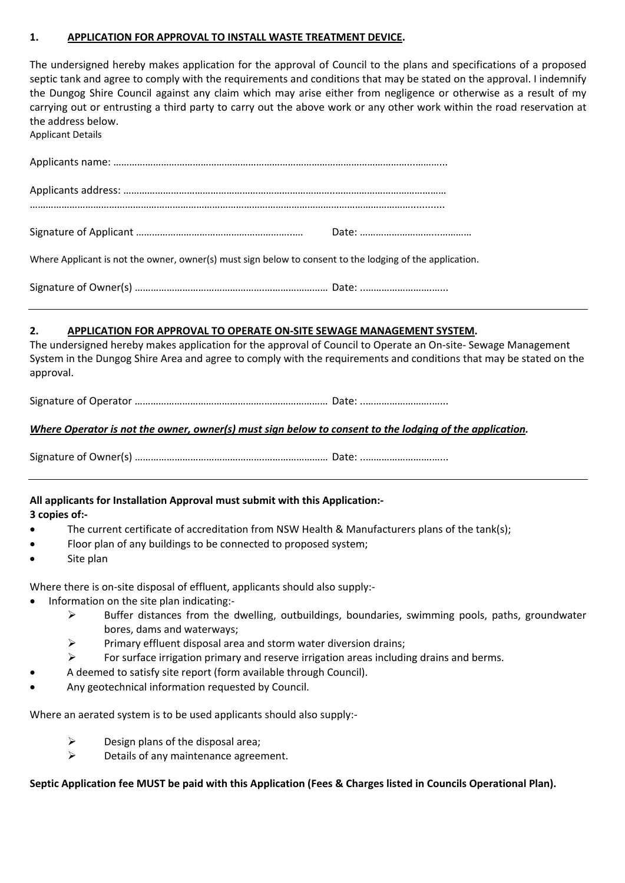## 1. <u>APPLICATION FOR APPROVAL TO INSTALL WASTE TREATMENT DEVICE</u>.

The undersigned hereby makes application for the approval of Council to the plans and specifications of a proposed septic tank and agree to comply with the requirements and conditions that may be stated on the approval. I indemnify the Dungog Shire Council against any claim which may arise either from negligence or otherwise as a result of my carrying out or entrusting a third party to carry out the above work or any other work within the road reservation at the address below.

Applicant Details

Applicants name: ……………………………………………………………………………………………………..…………..

Applicants address: ……………………………………………………………………..…………………………………
………………………………………………………………………………………………………………………….........

Signature of Applicant …………………………………………………..…   Date: ……………………….…………

Where Applicant is not the owner, owner(s) must sign below to consent to the lodging of the application.

Signature of Owner(s) ………………………………………….……………………  Date: ..…………………………..

---

## 2. <u>APPLICATION FOR APPROVAL TO OPERATE ON-SITE SEWAGE MANAGEMENT SYSTEM</u>.

The undersigned hereby makes application for the approval of Council to Operate an On-site- Sewage Management System in the Dungog Shire Area and agree to comply with the requirements and conditions that may be stated on the approval.

Signature of Operator ………………………………………….……………………  Date: ..…………………………..

***<u>Where Operator is not the owner, owner(s) must sign below to consent to the lodging of the application</u>.***

Signature of Owner(s) ………………………………………….……………………  Date: ..…………………………..

---

**All applicants for Installation Approval must submit with this Application:-**
**3 copies of:-**

- The current certificate of accreditation from NSW Health & Manufacturers plans of the tank(s);
- Floor plan of any buildings to be connected to proposed system;
- Site plan

Where there is on-site disposal of effluent, applicants should also supply:-

- Information on the site plan indicating:-
  - Buffer distances from the dwelling, outbuildings, boundaries, swimming pools, paths, groundwater bores, dams and waterways;
  - Primary effluent disposal area and storm water diversion drains;
  - For surface irrigation primary and reserve irrigation areas including drains and berms.
- A deemed to satisfy site report (form available through Council).
- Any geotechnical information requested by Council.

Where an aerated system is to be used applicants should also supply:-

- Design plans of the disposal area;
- Details of any maintenance agreement.

**Septic Application fee MUST be paid with this Application (Fees & Charges listed in Councils Operational Plan).**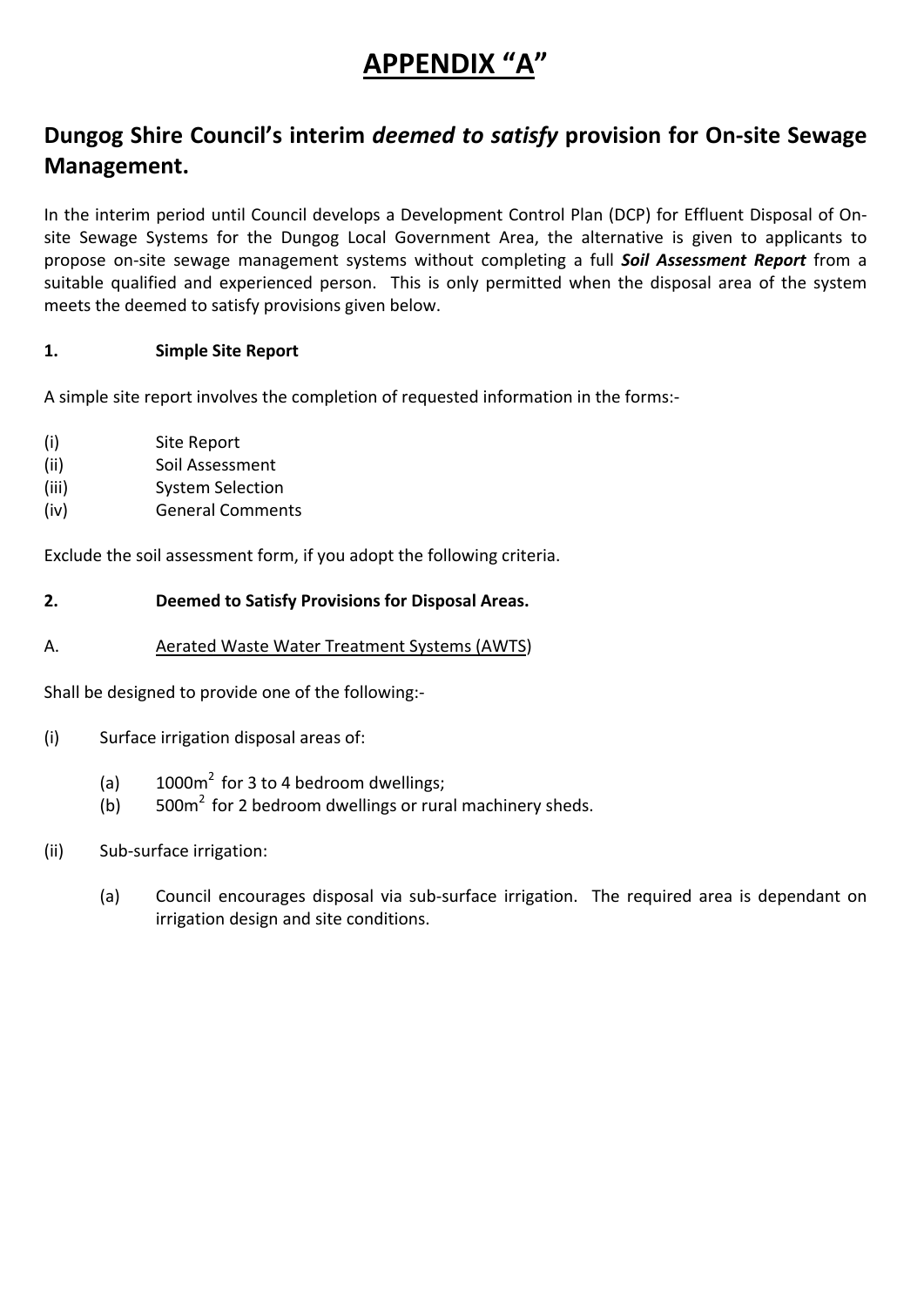# APPENDIX "A"

## Dungog Shire Council's interim *deemed to satisfy* provision for On-site Sewage Management.

In the interim period until Council develops a Development Control Plan (DCP) for Effluent Disposal of On-site Sewage Systems for the Dungog Local Government Area, the alternative is given to applicants to propose on-site sewage management systems without completing a full ***Soil Assessment Report*** from a suitable qualified and experienced person. This is only permitted when the disposal area of the system meets the deemed to satisfy provisions given below.

### 1. Simple Site Report

A simple site report involves the completion of requested information in the forms:-

(i) Site Report
(ii) Soil Assessment
(iii) System Selection
(iv) General Comments

Exclude the soil assessment form, if you adopt the following criteria.

### 2. Deemed to Satisfy Provisions for Disposal Areas.

A. Aerated Waste Water Treatment Systems (AWTS)

Shall be designed to provide one of the following:-

(i) Surface irrigation disposal areas of:

- (a) 1000m$^2$ for 3 to 4 bedroom dwellings;
- (b) 500m$^2$ for 2 bedroom dwellings or rural machinery sheds.

(ii) Sub-surface irrigation:

- (a) Council encourages disposal via sub-surface irrigation. The required area is dependant on irrigation design and site conditions.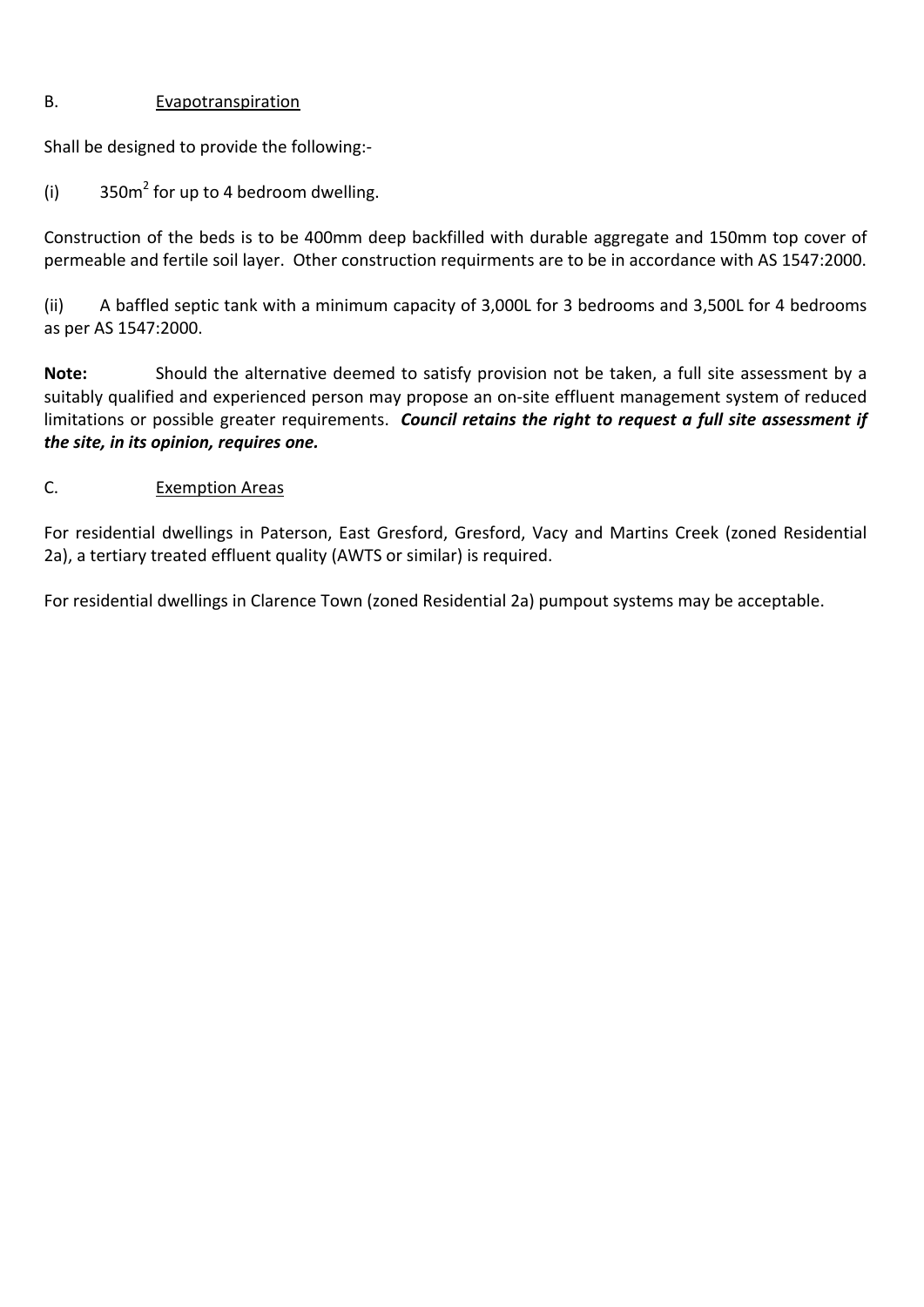B. Evapotranspiration

Shall be designed to provide the following:-

(i) 350m$^2$ for up to 4 bedroom dwelling.

Construction of the beds is to be 400mm deep backfilled with durable aggregate and 150mm top cover of permeable and fertile soil layer. Other construction requirments are to be in accordance with AS 1547:2000.

(ii) A baffled septic tank with a minimum capacity of 3,000L for 3 bedrooms and 3,500L for 4 bedrooms as per AS 1547:2000.

**Note:** Should the alternative deemed to satisfy provision not be taken, a full site assessment by a suitably qualified and experienced person may propose an on-site effluent management system of reduced limitations or possible greater requirements. ***Council retains the right to request a full site assessment if the site, in its opinion, requires one.***

C. Exemption Areas

For residential dwellings in Paterson, East Gresford, Gresford, Vacy and Martins Creek (zoned Residential 2a), a tertiary treated effluent quality (AWTS or similar) is required.

For residential dwellings in Clarence Town (zoned Residential 2a) pumpout systems may be acceptable.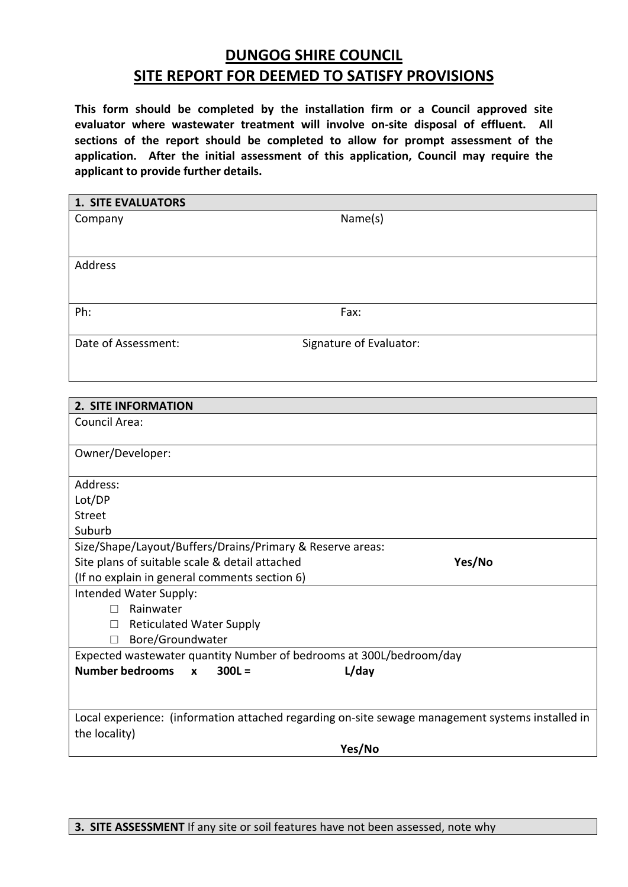# DUNGOG SHIRE COUNCIL
# SITE REPORT FOR DEEMED TO SATISFY PROVISIONS

**This form should be completed by the installation firm or a Council approved site evaluator where wastewater treatment will involve on-site disposal of effluent. All sections of the report should be completed to allow for prompt assessment of the application. After the initial assessment of this application, Council may require the applicant to provide further details.**

| **1. SITE EVALUATORS** | |
|---|---|
| Company | Name(s) |
| Address | |
| Ph: | Fax: |
| Date of Assessment: | Signature of Evaluator: |

| **2. SITE INFORMATION** |
|---|
| Council Area: |
| Owner/Developer: |
| Address:<br>Lot/DP<br>Street<br>Suburb |
| Size/Shape/Layout/Buffers/Drains/Primary & Reserve areas:<br>Site plans of suitable scale & detail attached **Yes/No**<br>(If no explain in general comments section 6) |
| Intended Water Supply:<br>☐ Rainwater<br>☐ Reticulated Water Supply<br>☐ Bore/Groundwater |
| Expected wastewater quantity Number of bedrooms at 300L/bedroom/day<br>**Number bedrooms x 300L = L/day** |
| Local experience: (information attached regarding on-site sewage management systems installed in the locality)<br>**Yes/No** |

| **3. SITE ASSESSMENT** If any site or soil features have not been assessed, note why |
|---|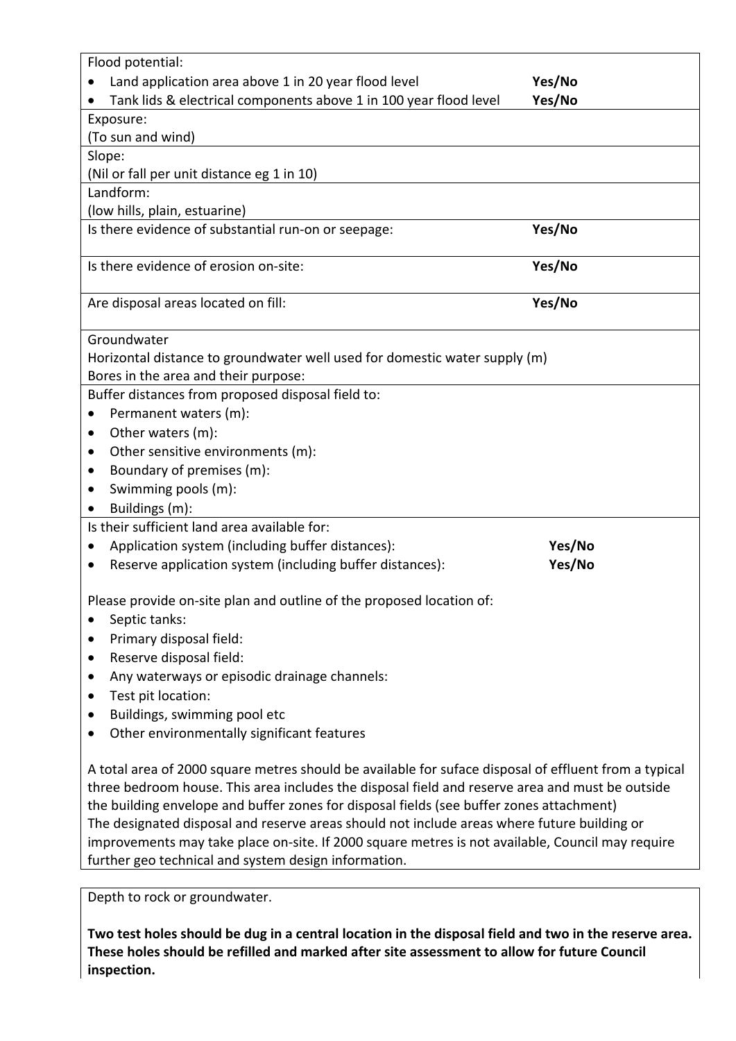| | |
|---|---|
| Flood potential:<br>• Land application area above 1 in 20 year flood level<br>• Tank lids & electrical components above 1 in 100 year flood level | **Yes/No**<br>**Yes/No** |
| Exposure:<br>(To sun and wind) | |
| Slope:<br>(Nil or fall per unit distance eg 1 in 10) | |
| Landform:<br>(low hills, plain, estuarine) | |
| Is there evidence of substantial run-on or seepage: | **Yes/No** |
| Is there evidence of erosion on-site: | **Yes/No** |
| Are disposal areas located on fill: | **Yes/No** |
| Groundwater<br>Horizontal distance to groundwater well used for domestic water supply (m)<br>Bores in the area and their purpose: | |
| Buffer distances from proposed disposal field to:<br>• Permanent waters (m):<br>• Other waters (m):<br>• Other sensitive environments (m):<br>• Boundary of premises (m):<br>• Swimming pools (m):<br>• Buildings (m): | |
| Is their sufficient land area available for:<br>• Application system (including buffer distances):<br>• Reserve application system (including buffer distances):<br><br>Please provide on-site plan and outline of the proposed location of:<br>• Septic tanks:<br>• Primary disposal field:<br>• Reserve disposal field:<br>• Any waterways or episodic drainage channels:<br>• Test pit location:<br>• Buildings, swimming pool etc<br>• Other environmentally significant features<br><br>A total area of 2000 square metres should be available for suface disposal of effluent from a typical three bedroom house. This area includes the disposal field and reserve area and must be outside the building envelope and buffer zones for disposal fields (see buffer zones attachment)<br>The designated disposal and reserve areas should not include areas where future building or improvements may take place on-site. If 2000 square metres is not available, Council may require further geo technical and system design information. | <br>**Yes/No**<br>**Yes/No** |

Depth to rock or groundwater.

**Two test holes should be dug in a central location in the disposal field and two in the reserve area. These holes should be refilled and marked after site assessment to allow for future Council inspection.**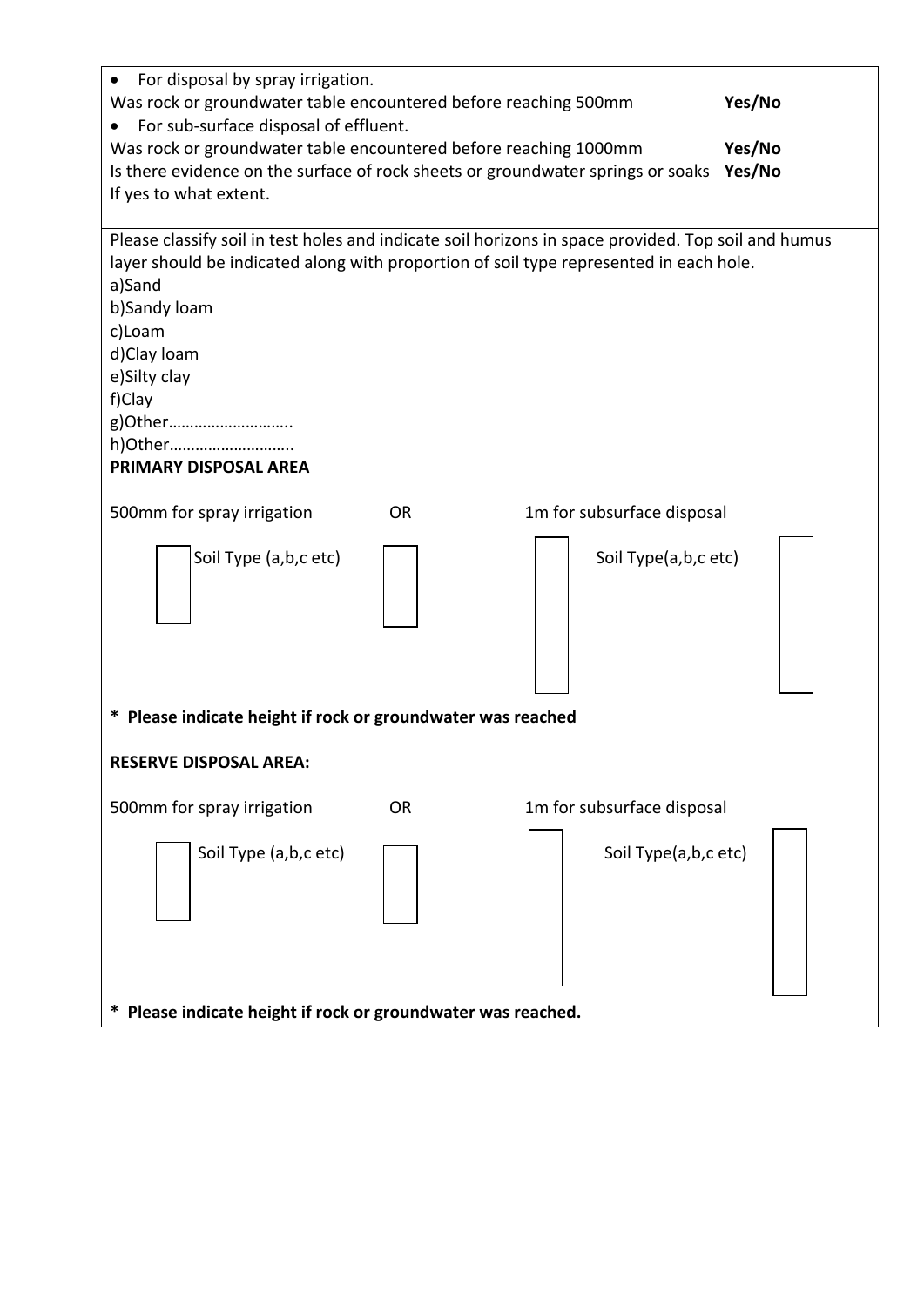- For disposal by spray irrigation.

Was rock or groundwater table encountered before reaching 500mm **Yes/No**

- For sub-surface disposal of effluent.

Was rock or groundwater table encountered before reaching 1000mm **Yes/No**

Is there evidence on the surface of rock sheets or groundwater springs or soaks **Yes/No**

If yes to what extent.

Please classify soil in test holes and indicate soil horizons in space provided. Top soil and humus layer should be indicated along with proportion of soil type represented in each hole.

a)Sand
b)Sandy loam
c)Loam
d)Clay loam
e)Silty clay
f)Clay
g)Other………………………..
h)Other………………………..

**PRIMARY DISPOSAL AREA**

500mm for spray irrigation OR 1m for subsurface disposal

Soil Type (a,b,c etc) Soil Type(a,b,c etc)

**\* Please indicate height if rock or groundwater was reached**

**RESERVE DISPOSAL AREA:**

500mm for spray irrigation OR 1m for subsurface disposal

Soil Type (a,b,c etc) Soil Type(a,b,c etc)

**\* Please indicate height if rock or groundwater was reached.**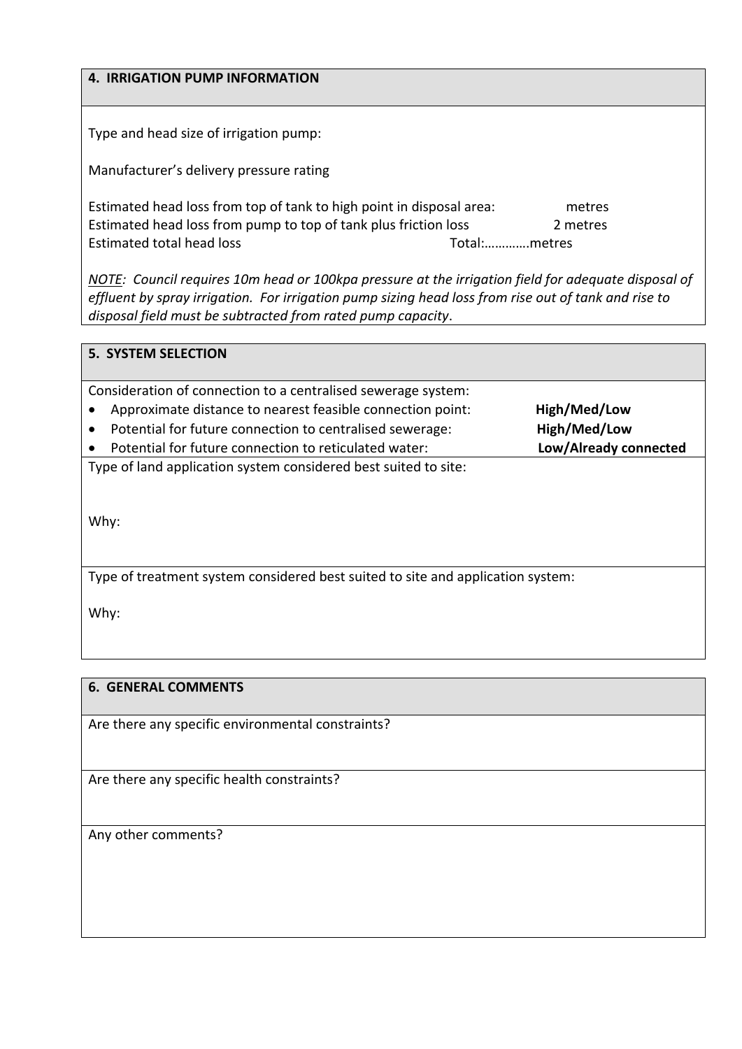## 4. IRRIGATION PUMP INFORMATION

Type and head size of irrigation pump:

Manufacturer's delivery pressure rating

Estimated head loss from top of tank to high point in disposal area: metres
Estimated head loss from pump to top of tank plus friction loss 2 metres
Estimated total head loss Total:………….metres

*NOTE: Council requires 10m head or 100kpa pressure at the irrigation field for adequate disposal of effluent by spray irrigation. For irrigation pump sizing head loss from rise out of tank and rise to disposal field must be subtracted from rated pump capacity.*

## 5. SYSTEM SELECTION

Consideration of connection to a centralised sewerage system:

- Approximate distance to nearest feasible connection point: **High/Med/Low**
- Potential for future connection to centralised sewerage: **High/Med/Low**
- Potential for future connection to reticulated water: **Low/Already connected**

Type of land application system considered best suited to site:

Why:

Type of treatment system considered best suited to site and application system:

Why:

## 6. GENERAL COMMENTS

Are there any specific environmental constraints?

Are there any specific health constraints?

Any other comments?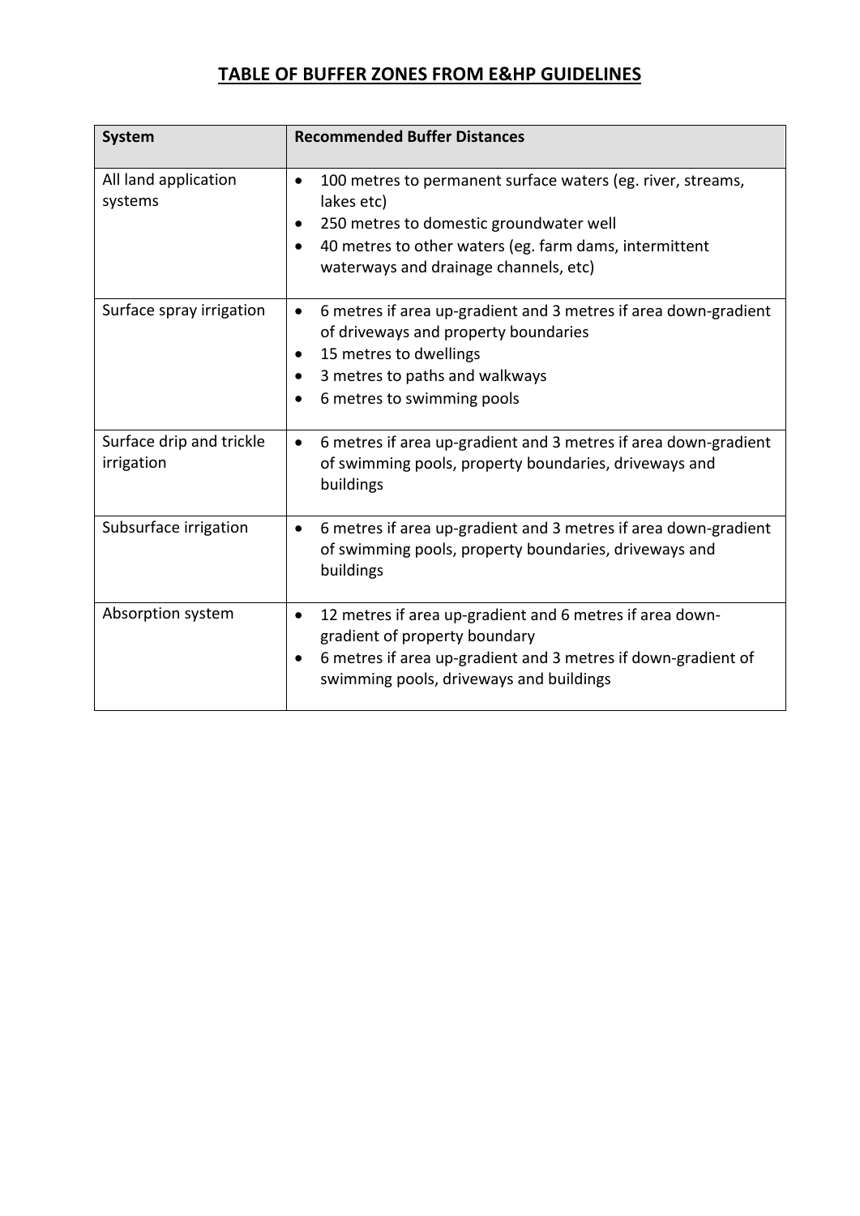# TABLE OF BUFFER ZONES FROM E&HP GUIDELINES

| System | Recommended Buffer Distances |
| --- | --- |
| All land application systems | • 100 metres to permanent surface waters (eg. river, streams, lakes etc)<br>• 250 metres to domestic groundwater well<br>• 40 metres to other waters (eg. farm dams, intermittent waterways and drainage channels, etc) |
| Surface spray irrigation | • 6 metres if area up-gradient and 3 metres if area down-gradient of driveways and property boundaries<br>• 15 metres to dwellings<br>• 3 metres to paths and walkways<br>• 6 metres to swimming pools |
| Surface drip and trickle irrigation | • 6 metres if area up-gradient and 3 metres if area down-gradient of swimming pools, property boundaries, driveways and buildings |
| Subsurface irrigation | • 6 metres if area up-gradient and 3 metres if area down-gradient of swimming pools, property boundaries, driveways and buildings |
| Absorption system | • 12 metres if area up-gradient and 6 metres if area down-gradient of property boundary<br>• 6 metres if area up-gradient and 3 metres if down-gradient of swimming pools, driveways and buildings |